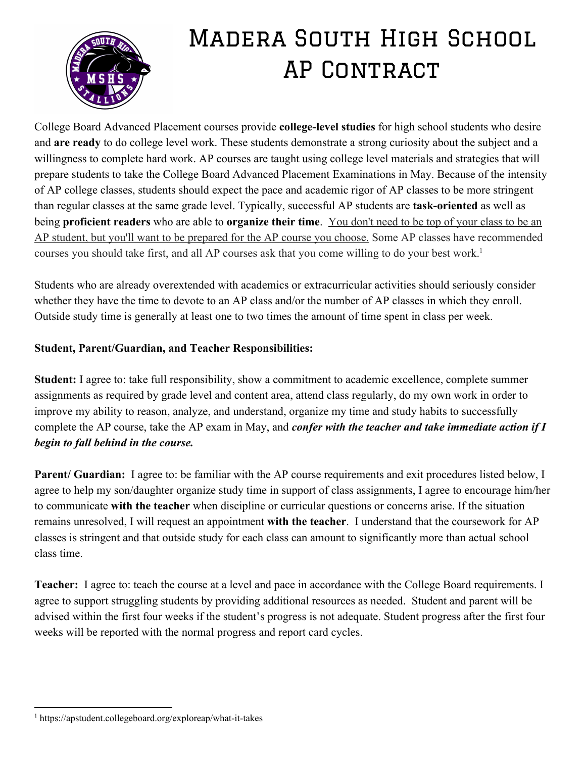# Madera South High School AP Contract

College Board Advanced Placement courses provide **college-level studies** for high school students who desire and **are ready** to do college level work. These students demonstrate a strong curiosity about the subject and a willingness to complete hard work. AP courses are taught using college level materials and strategies that will prepare students to take the College Board Advanced Placement Examinations in May. Because of the intensity of AP college classes, students should expect the pace and academic rigor of AP classes to be more stringent than regular classes at the same grade level. Typically, successful AP students are **task-oriented** as well as being **proficient readers** who are able to **organize their time**. <u>You don't need to be top of your class to be an AP student, but you'll want to be prepared for the AP course you choose.</u> Some AP classes have recommended courses you should take first, and all AP courses ask that you come willing to do your best work.[1]

Students who are already overextended with academics or extracurricular activities should seriously consider whether they have the time to devote to an AP class and/or the number of AP classes in which they enroll. Outside study time is generally at least one to two times the amount of time spent in class per week.

**Student, Parent/Guardian, and Teacher Responsibilities:**

**Student:** I agree to: take full responsibility, show a commitment to academic excellence, complete summer assignments as required by grade level and content area, attend class regularly, do my own work in order to improve my ability to reason, analyze, and understand, organize my time and study habits to successfully complete the AP course, take the AP exam in May, and ***confer with the teacher and take immediate action if I begin to fall behind in the course.***

**Parent/ Guardian:** I agree to: be familiar with the AP course requirements and exit procedures listed below, I agree to help my son/daughter organize study time in support of class assignments, I agree to encourage him/her to communicate **with the teacher** when discipline or curricular questions or concerns arise. If the situation remains unresolved, I will request an appointment **with the teacher**. I understand that the coursework for AP classes is stringent and that outside study for each class can amount to significantly more than actual school class time.

**Teacher:** I agree to: teach the course at a level and pace in accordance with the College Board requirements. I agree to support struggling students by providing additional resources as needed. Student and parent will be advised within the first four weeks if the student's progress is not adequate. Student progress after the first four weeks will be reported with the normal progress and report card cycles.

---

[1] https://apstudent.collegeboard.org/exploreap/what-it-takes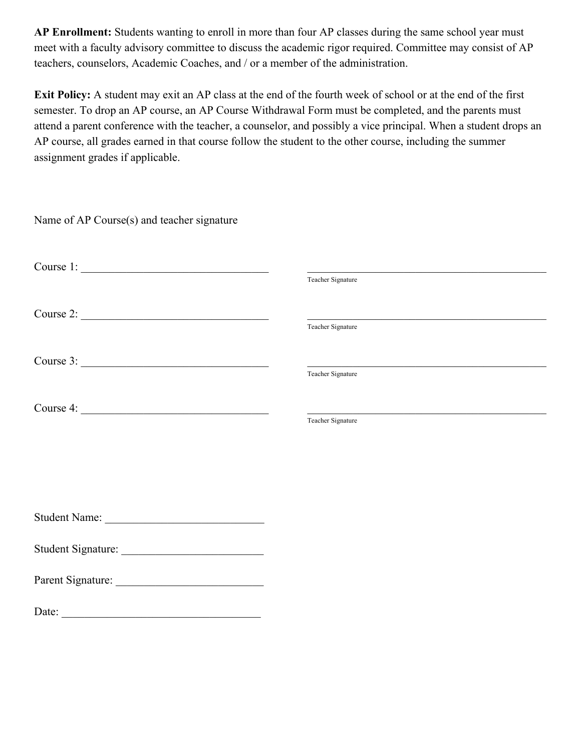**AP Enrollment:** Students wanting to enroll in more than four AP classes during the same school year must meet with a faculty advisory committee to discuss the academic rigor required. Committee may consist of AP teachers, counselors, Academic Coaches, and / or a member of the administration.

**Exit Policy:** A student may exit an AP class at the end of the fourth week of school or at the end of the first semester. To drop an AP course, an AP Course Withdrawal Form must be completed, and the parents must attend a parent conference with the teacher, a counselor, and possibly a vice principal. When a student drops an AP course, all grades earned in that course follow the student to the other course, including the summer assignment grades if applicable.

Name of AP Course(s) and teacher signature

Course 1: ________________________________ ________________________________________
Teacher Signature

Course 2: ________________________________ ________________________________________
Teacher Signature

Course 3: ________________________________ ________________________________________
Teacher Signature

Course 4: ________________________________ ________________________________________
Teacher Signature

Student Name: ___________________________

Student Signature: ________________________

Parent Signature: _________________________

Date: __________________________________